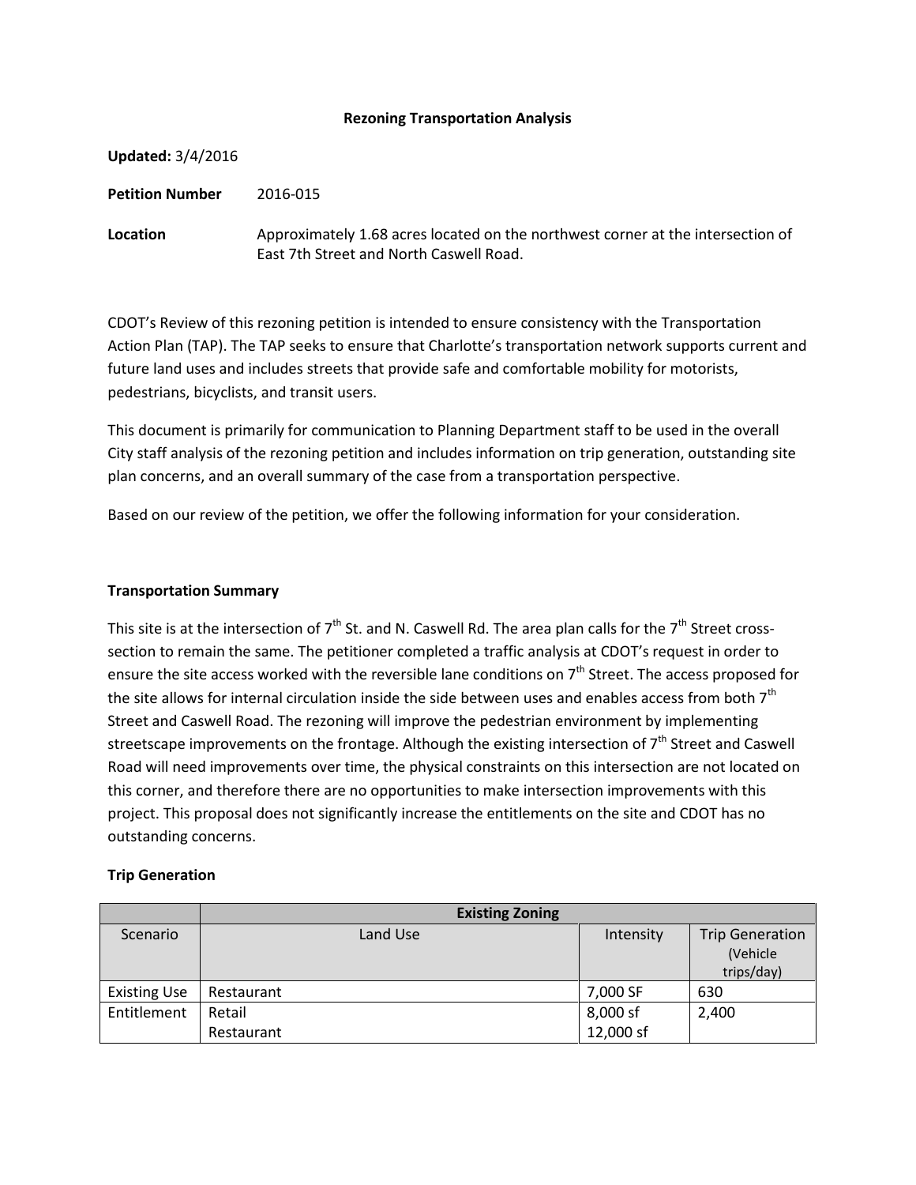**Rezoning Transportation Analysis**

**Updated:** 3/4/2016

**Petition Number** 2016-015

**Location** Approximately 1.68 acres located on the northwest corner at the intersection of East 7th Street and North Caswell Road.

CDOT's Review of this rezoning petition is intended to ensure consistency with the Transportation Action Plan (TAP). The TAP seeks to ensure that Charlotte's transportation network supports current and future land uses and includes streets that provide safe and comfortable mobility for motorists, pedestrians, bicyclists, and transit users.

This document is primarily for communication to Planning Department staff to be used in the overall City staff analysis of the rezoning petition and includes information on trip generation, outstanding site plan concerns, and an overall summary of the case from a transportation perspective.

Based on our review of the petition, we offer the following information for your consideration.

**Transportation Summary**

This site is at the intersection of 7th St. and N. Caswell Rd. The area plan calls for the 7th Street cross-section to remain the same. The petitioner completed a traffic analysis at CDOT's request in order to ensure the site access worked with the reversible lane conditions on 7th Street. The access proposed for the site allows for internal circulation inside the side between uses and enables access from both 7th Street and Caswell Road. The rezoning will improve the pedestrian environment by implementing streetscape improvements on the frontage. Although the existing intersection of 7th Street and Caswell Road will need improvements over time, the physical constraints on this intersection are not located on this corner, and therefore there are no opportunities to make intersection improvements with this project. This proposal does not significantly increase the entitlements on the site and CDOT has no outstanding concerns.

**Trip Generation**

| | Existing Zoning | | |
|---|---|---|---|
| Scenario | Land Use | Intensity | Trip Generation (Vehicle trips/day) |
| Existing Use | Restaurant | 7,000 SF | 630 |
| Entitlement | Retail<br>Restaurant | 8,000 sf<br>12,000 sf | 2,400 |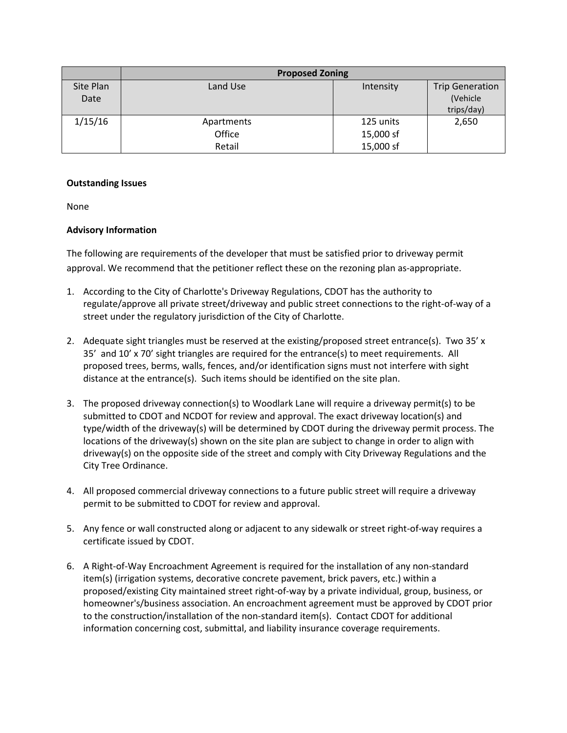| | Proposed Zoning | | |
|---|---|---|---|
| Site Plan Date | Land Use | Intensity | Trip Generation (Vehicle trips/day) |
| 1/15/16 | Apartments<br>Office<br>Retail | 125 units<br>15,000 sf<br>15,000 sf | 2,650 |

**Outstanding Issues**

None

**Advisory Information**

The following are requirements of the developer that must be satisfied prior to driveway permit approval. We recommend that the petitioner reflect these on the rezoning plan as-appropriate.

1. According to the City of Charlotte's Driveway Regulations, CDOT has the authority to regulate/approve all private street/driveway and public street connections to the right-of-way of a street under the regulatory jurisdiction of the City of Charlotte.

2. Adequate sight triangles must be reserved at the existing/proposed street entrance(s). Two 35' x 35' and 10' x 70' sight triangles are required for the entrance(s) to meet requirements. All proposed trees, berms, walls, fences, and/or identification signs must not interfere with sight distance at the entrance(s). Such items should be identified on the site plan.

3. The proposed driveway connection(s) to Woodlark Lane will require a driveway permit(s) to be submitted to CDOT and NCDOT for review and approval. The exact driveway location(s) and type/width of the driveway(s) will be determined by CDOT during the driveway permit process. The locations of the driveway(s) shown on the site plan are subject to change in order to align with driveway(s) on the opposite side of the street and comply with City Driveway Regulations and the City Tree Ordinance.

4. All proposed commercial driveway connections to a future public street will require a driveway permit to be submitted to CDOT for review and approval.

5. Any fence or wall constructed along or adjacent to any sidewalk or street right-of-way requires a certificate issued by CDOT.

6. A Right-of-Way Encroachment Agreement is required for the installation of any non-standard item(s) (irrigation systems, decorative concrete pavement, brick pavers, etc.) within a proposed/existing City maintained street right-of-way by a private individual, group, business, or homeowner's/business association. An encroachment agreement must be approved by CDOT prior to the construction/installation of the non-standard item(s). Contact CDOT for additional information concerning cost, submittal, and liability insurance coverage requirements.